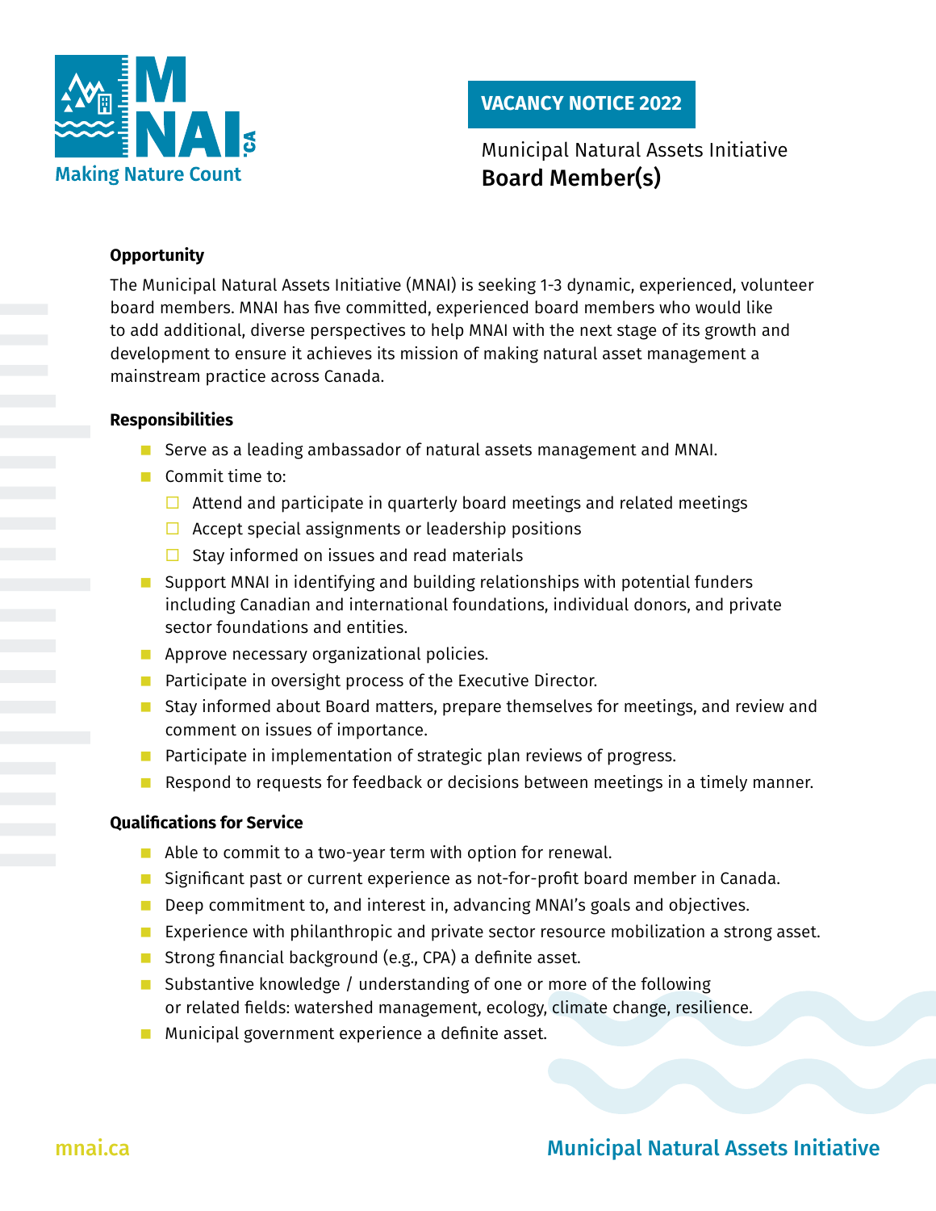MNAI.CA
Making Nature Count

# VACANCY NOTICE 2022

Municipal Natural Assets Initiative
**Board Member(s)**

### Opportunity

The Municipal Natural Assets Initiative (MNAI) is seeking 1-3 dynamic, experienced, volunteer board members. MNAI has five committed, experienced board members who would like to add additional, diverse perspectives to help MNAI with the next stage of its growth and development to ensure it achieves its mission of making natural asset management a mainstream practice across Canada.

### Responsibilities

- Serve as a leading ambassador of natural assets management and MNAI.
- Commit time to:
  - Attend and participate in quarterly board meetings and related meetings
  - Accept special assignments or leadership positions
  - Stay informed on issues and read materials
- Support MNAI in identifying and building relationships with potential funders including Canadian and international foundations, individual donors, and private sector foundations and entities.
- Approve necessary organizational policies.
- Participate in oversight process of the Executive Director.
- Stay informed about Board matters, prepare themselves for meetings, and review and comment on issues of importance.
- Participate in implementation of strategic plan reviews of progress.
- Respond to requests for feedback or decisions between meetings in a timely manner.

### Qualifications for Service

- Able to commit to a two-year term with option for renewal.
- Significant past or current experience as not-for-profit board member in Canada.
- Deep commitment to, and interest in, advancing MNAI's goals and objectives.
- Experience with philanthropic and private sector resource mobilization a strong asset.
- Strong financial background (e.g., CPA) a definite asset.
- Substantive knowledge / understanding of one or more of the following or related fields: watershed management, ecology, climate change, resilience.
- Municipal government experience a definite asset.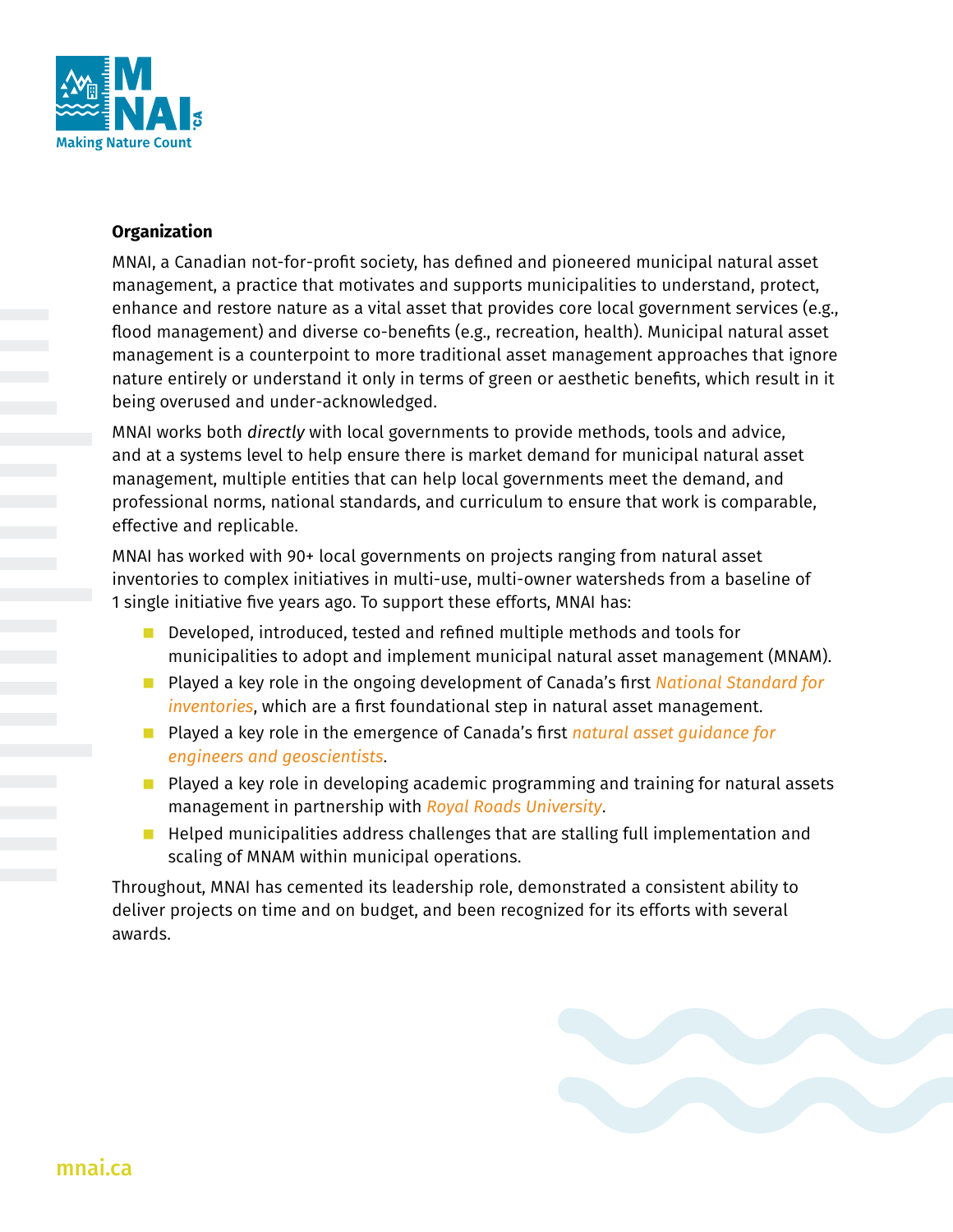**Organization**

MNAI, a Canadian not-for-profit society, has defined and pioneered municipal natural asset management, a practice that motivates and supports municipalities to understand, protect, enhance and restore nature as a vital asset that provides core local government services (e.g., flood management) and diverse co-benefits (e.g., recreation, health). Municipal natural asset management is a counterpoint to more traditional asset management approaches that ignore nature entirely or understand it only in terms of green or aesthetic benefits, which result in it being overused and under-acknowledged.

MNAI works both *directly* with local governments to provide methods, tools and advice, and at a systems level to help ensure there is market demand for municipal natural asset management, multiple entities that can help local governments meet the demand, and professional norms, national standards, and curriculum to ensure that work is comparable, effective and replicable.

MNAI has worked with 90+ local governments on projects ranging from natural asset inventories to complex initiatives in multi-use, multi-owner watersheds from a baseline of 1 single initiative five years ago. To support these efforts, MNAI has:

- Developed, introduced, tested and refined multiple methods and tools for municipalities to adopt and implement municipal natural asset management (MNAM).
- Played a key role in the ongoing development of Canada's first *National Standard for inventories*, which are a first foundational step in natural asset management.
- Played a key role in the emergence of Canada's first *natural asset guidance for engineers and geoscientists*.
- Played a key role in developing academic programming and training for natural assets management in partnership with *Royal Roads University*.
- Helped municipalities address challenges that are stalling full implementation and scaling of MNAM within municipal operations.

Throughout, MNAI has cemented its leadership role, demonstrated a consistent ability to deliver projects on time and on budget, and been recognized for its efforts with several awards.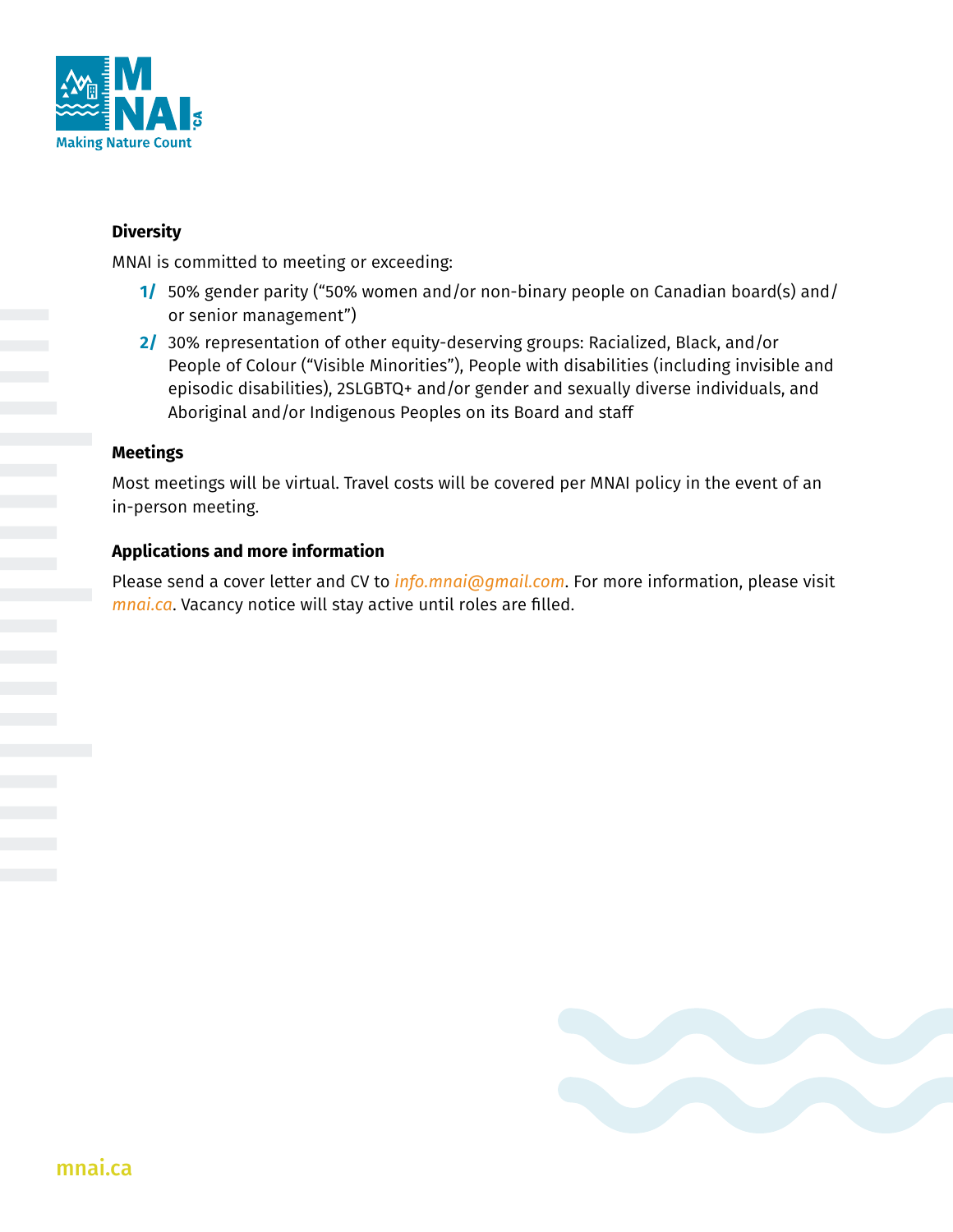### Diversity

MNAI is committed to meeting or exceeding:

1. 50% gender parity ("50% women and/or non-binary people on Canadian board(s) and/or senior management")
2. 30% representation of other equity-deserving groups: Racialized, Black, and/or People of Colour ("Visible Minorities"), People with disabilities (including invisible and episodic disabilities), 2SLGBTQ+ and/or gender and sexually diverse individuals, and Aboriginal and/or Indigenous Peoples on its Board and staff

### Meetings

Most meetings will be virtual. Travel costs will be covered per MNAI policy in the event of an in-person meeting.

### Applications and more information

Please send a cover letter and CV to *info.mnai@gmail.com*. For more information, please visit *mnai.ca*. Vacancy notice will stay active until roles are filled.